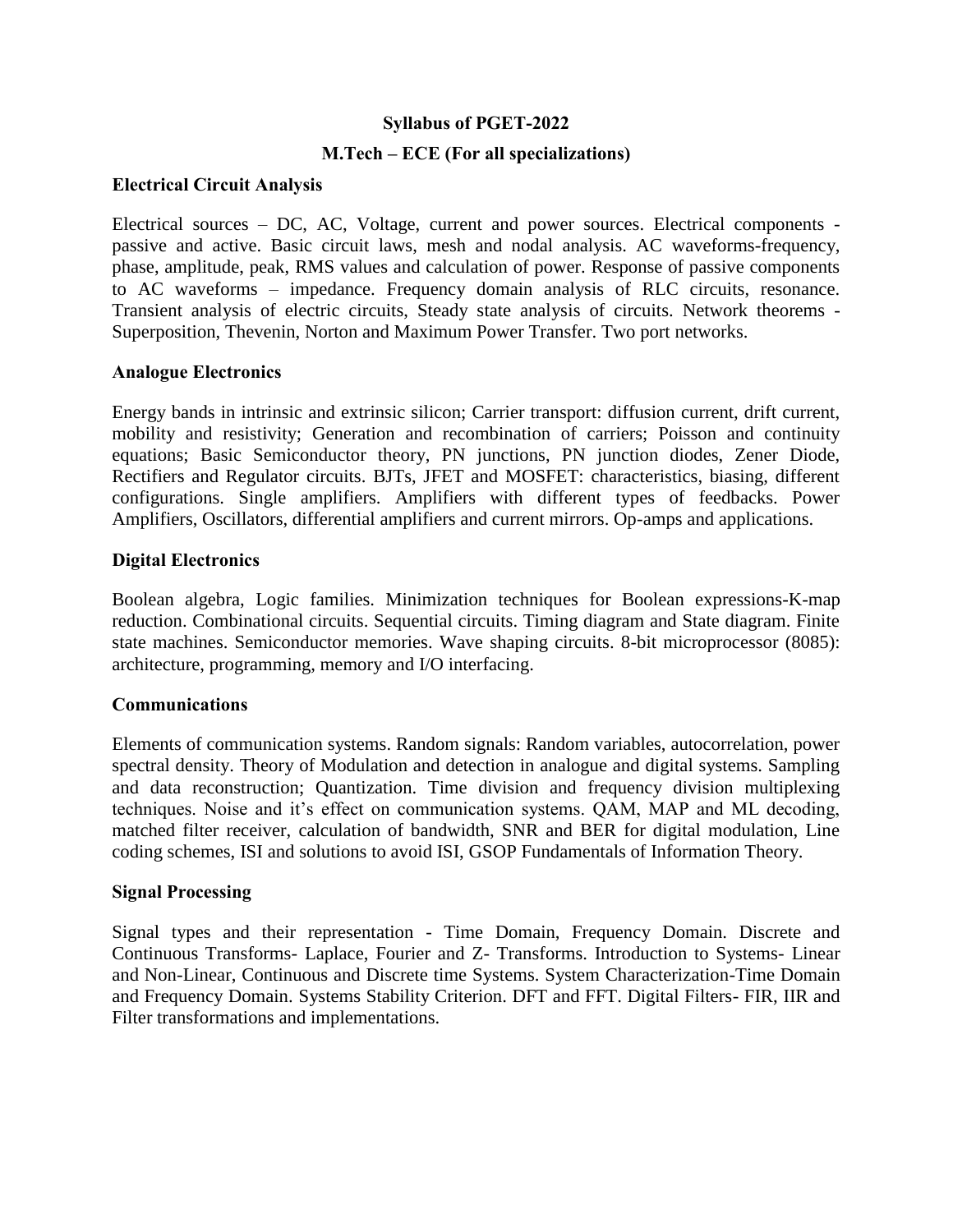# Syllabus of PGET-2022

## M.Tech – ECE (For all specializations)

### Electrical Circuit Analysis

Electrical sources – DC, AC, Voltage, current and power sources. Electrical components - passive and active. Basic circuit laws, mesh and nodal analysis. AC waveforms-frequency, phase, amplitude, peak, RMS values and calculation of power. Response of passive components to AC waveforms – impedance. Frequency domain analysis of RLC circuits, resonance. Transient analysis of electric circuits, Steady state analysis of circuits. Network theorems - Superposition, Thevenin, Norton and Maximum Power Transfer. Two port networks.

### Analogue Electronics

Energy bands in intrinsic and extrinsic silicon; Carrier transport: diffusion current, drift current, mobility and resistivity; Generation and recombination of carriers; Poisson and continuity equations; Basic Semiconductor theory, PN junctions, PN junction diodes, Zener Diode, Rectifiers and Regulator circuits. BJTs, JFET and MOSFET: characteristics, biasing, different configurations. Single amplifiers. Amplifiers with different types of feedbacks. Power Amplifiers, Oscillators, differential amplifiers and current mirrors. Op-amps and applications.

### Digital Electronics

Boolean algebra, Logic families. Minimization techniques for Boolean expressions-K-map reduction. Combinational circuits. Sequential circuits. Timing diagram and State diagram. Finite state machines. Semiconductor memories. Wave shaping circuits. 8-bit microprocessor (8085): architecture, programming, memory and I/O interfacing.

### Communications

Elements of communication systems. Random signals: Random variables, autocorrelation, power spectral density. Theory of Modulation and detection in analogue and digital systems. Sampling and data reconstruction; Quantization. Time division and frequency division multiplexing techniques. Noise and it's effect on communication systems. QAM, MAP and ML decoding, matched filter receiver, calculation of bandwidth, SNR and BER for digital modulation, Line coding schemes, ISI and solutions to avoid ISI, GSOP Fundamentals of Information Theory.

### Signal Processing

Signal types and their representation - Time Domain, Frequency Domain. Discrete and Continuous Transforms- Laplace, Fourier and Z- Transforms. Introduction to Systems- Linear and Non-Linear, Continuous and Discrete time Systems. System Characterization-Time Domain and Frequency Domain. Systems Stability Criterion. DFT and FFT. Digital Filters- FIR, IIR and Filter transformations and implementations.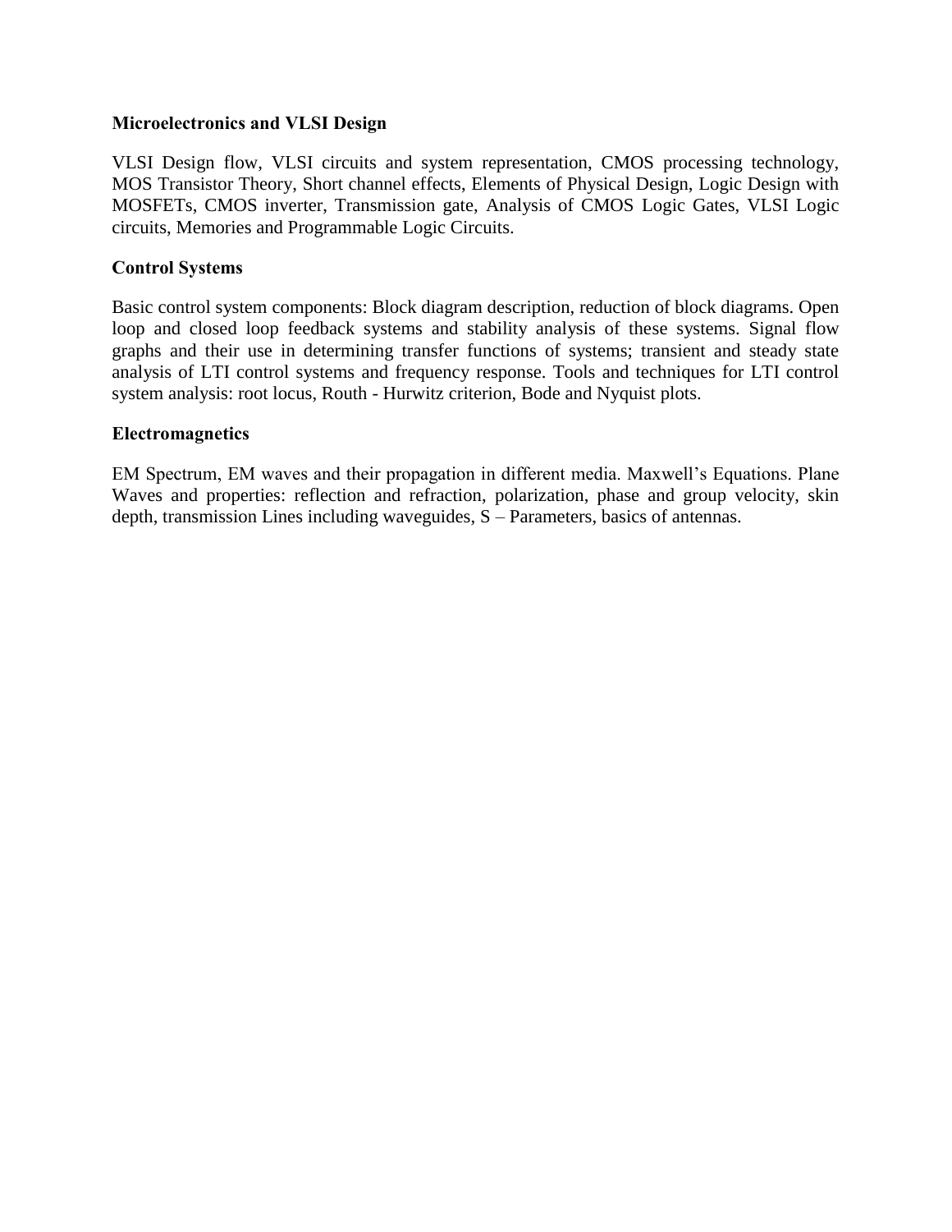**Microelectronics and VLSI Design**

VLSI Design flow, VLSI circuits and system representation, CMOS processing technology, MOS Transistor Theory, Short channel effects, Elements of Physical Design, Logic Design with MOSFETs, CMOS inverter, Transmission gate, Analysis of CMOS Logic Gates, VLSI Logic circuits, Memories and Programmable Logic Circuits.

**Control Systems**

Basic control system components: Block diagram description, reduction of block diagrams. Open loop and closed loop feedback systems and stability analysis of these systems. Signal flow graphs and their use in determining transfer functions of systems; transient and steady state analysis of LTI control systems and frequency response. Tools and techniques for LTI control system analysis: root locus, Routh - Hurwitz criterion, Bode and Nyquist plots.

**Electromagnetics**

EM Spectrum, EM waves and their propagation in different media. Maxwell's Equations. Plane Waves and properties: reflection and refraction, polarization, phase and group velocity, skin depth, transmission Lines including waveguides, S – Parameters, basics of antennas.